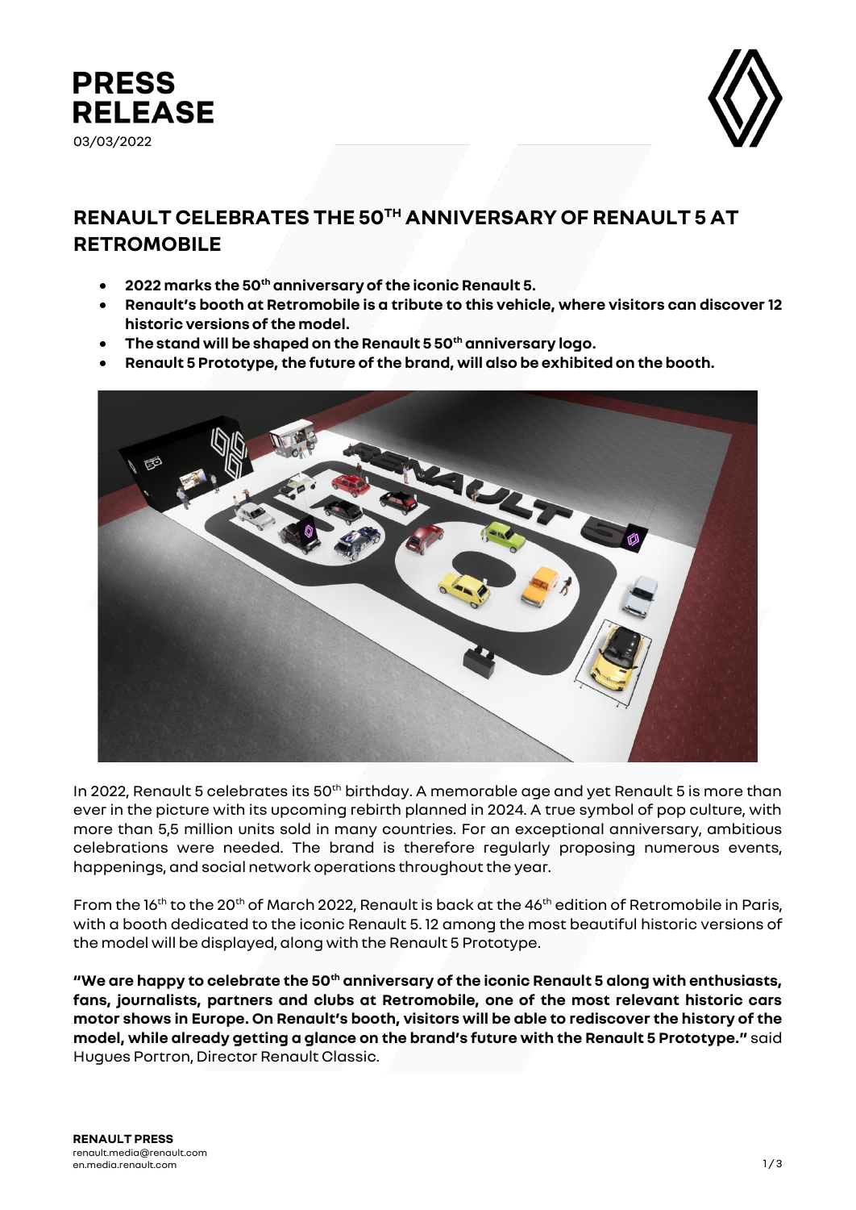# PRESS RELEASE

03/03/2022

## RENAULT CELEBRATES THE 50TH ANNIVERSARY OF RENAULT 5 AT RETROMOBILE

- **2022 marks the 50th anniversary of the iconic Renault 5.**
- **Renault's booth at Retromobile is a tribute to this vehicle, where visitors can discover 12 historic versions of the model.**
- **The stand will be shaped on the Renault 5 50th anniversary logo.**
- **Renault 5 Prototype, the future of the brand, will also be exhibited on the booth.**

In 2022, Renault 5 celebrates its 50th birthday. A memorable age and yet Renault 5 is more than ever in the picture with its upcoming rebirth planned in 2024. A true symbol of pop culture, with more than 5,5 million units sold in many countries. For an exceptional anniversary, ambitious celebrations were needed. The brand is therefore regularly proposing numerous events, happenings, and social network operations throughout the year.

From the 16th to the 20th of March 2022, Renault is back at the 46th edition of Retromobile in Paris, with a booth dedicated to the iconic Renault 5. 12 among the most beautiful historic versions of the model will be displayed, along with the Renault 5 Prototype.

**"We are happy to celebrate the 50th anniversary of the iconic Renault 5 along with enthusiasts, fans, journalists, partners and clubs at Retromobile, one of the most relevant historic cars motor shows in Europe. On Renault's booth, visitors will be able to rediscover the history of the model, while already getting a glance on the brand's future with the Renault 5 Prototype."** said Hugues Portron, Director Renault Classic.

**RENAULT PRESS**
renault.media@renault.com
en.media.renault.com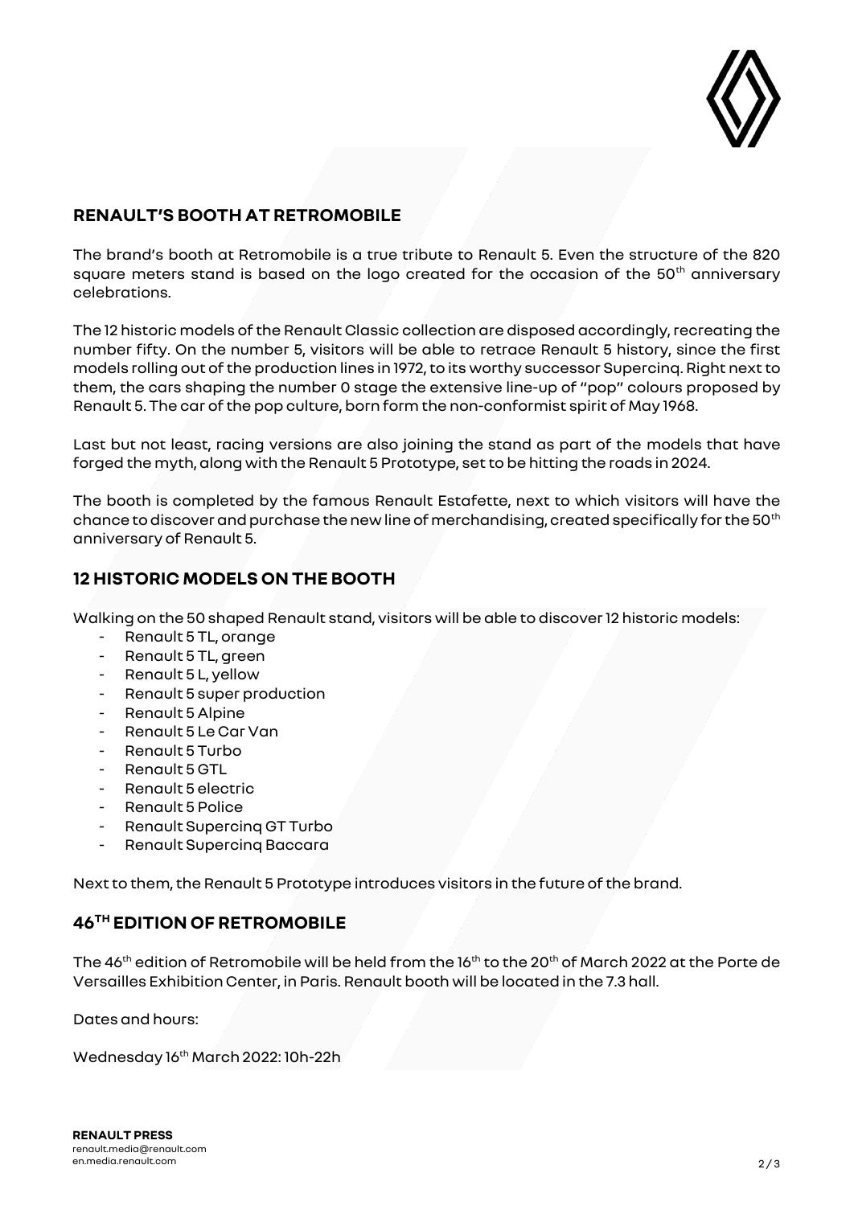## RENAULT'S BOOTH AT RETROMOBILE

The brand's booth at Retromobile is a true tribute to Renault 5. Even the structure of the 820 square meters stand is based on the logo created for the occasion of the 50th anniversary celebrations.

The 12 historic models of the Renault Classic collection are disposed accordingly, recreating the number fifty. On the number 5, visitors will be able to retrace Renault 5 history, since the first models rolling out of the production lines in 1972, to its worthy successor Supercinq. Right next to them, the cars shaping the number 0 stage the extensive line-up of "pop" colours proposed by Renault 5. The car of the pop culture, born form the non-conformist spirit of May 1968.

Last but not least, racing versions are also joining the stand as part of the models that have forged the myth, along with the Renault 5 Prototype, set to be hitting the roads in 2024.

The booth is completed by the famous Renault Estafette, next to which visitors will have the chance to discover and purchase the new line of merchandising, created specifically for the 50th anniversary of Renault 5.

## 12 HISTORIC MODELS ON THE BOOTH

Walking on the 50 shaped Renault stand, visitors will be able to discover 12 historic models:

- Renault 5 TL, orange
- Renault 5 TL, green
- Renault 5 L, yellow
- Renault 5 super production
- Renault 5 Alpine
- Renault 5 Le Car Van
- Renault 5 Turbo
- Renault 5 GTL
- Renault 5 electric
- Renault 5 Police
- Renault Supercinq GT Turbo
- Renault Supercinq Baccara

Next to them, the Renault 5 Prototype introduces visitors in the future of the brand.

## 46TH EDITION OF RETROMOBILE

The 46th edition of Retromobile will be held from the 16th to the 20th of March 2022 at the Porte de Versailles Exhibition Center, in Paris. Renault booth will be located in the 7.3 hall.

Dates and hours:

Wednesday 16th March 2022: 10h-22h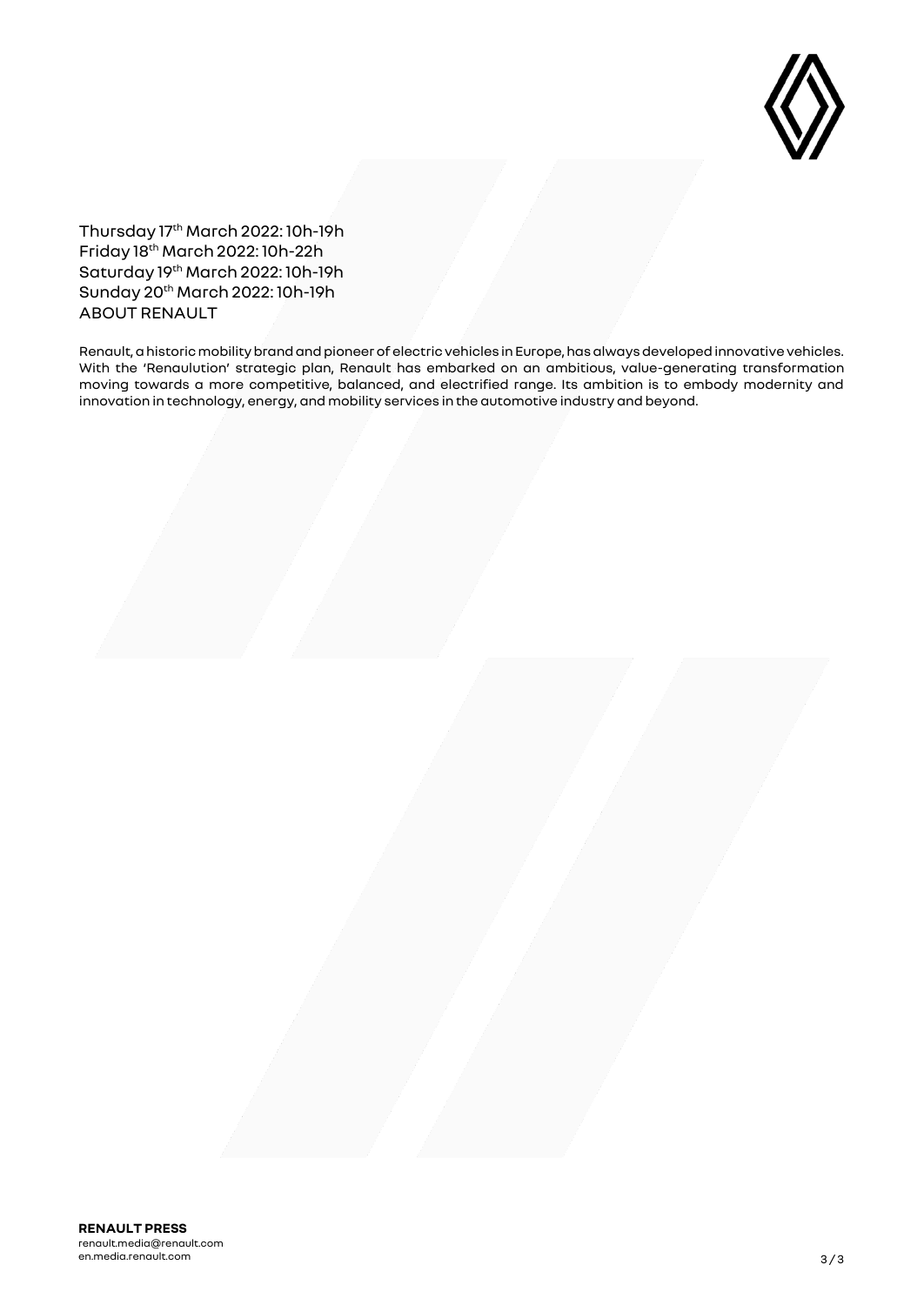Thursday 17th March 2022: 10h-19h
Friday 18th March 2022: 10h-22h
Saturday 19th March 2022: 10h-19h
Sunday 20th March 2022: 10h-19h

## ABOUT RENAULT

Renault, a historic mobility brand and pioneer of electric vehicles in Europe, has always developed innovative vehicles. With the 'Renaulution' strategic plan, Renault has embarked on an ambitious, value-generating transformation moving towards a more competitive, balanced, and electrified range. Its ambition is to embody modernity and innovation in technology, energy, and mobility services in the automotive industry and beyond.

**RENAULT PRESS**
renault.media@renault.com
en.media.renault.com